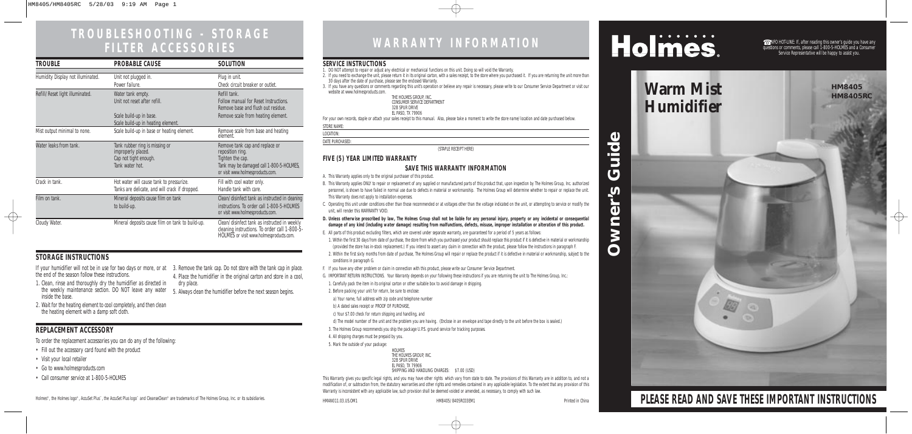# TROUBLESHOOTING - STORAGE FILTER ACCESSORIES

| TROUBLE | PROBABLE CAUSE | SOLUTION |
|---|---|---|
| Humidity Display not illuminated. | Unit not plugged in.<br>Power failure. | Plug in unit.<br>Check circuit breaker or outlet. |
| Refill/Reset light illuminated. | Water tank empty.<br>Unit not reset after refill.<br><br>Scale build-up in base.<br>Scale build-up in heating element. | Refill tank.<br>Follow manual for Reset Instructions.<br>Remove base and flush out residue.<br>Remove scale from heating element. |
| Mist output minimal to none. | Scale build-up in base or heating element. | Remove scale from base and heating element. |
| Water leaks from tank. | Tank rubber ring is missing or improperly placed.<br>Cap not tight enough.<br>Tank water hot. | Remove tank cap and replace or reposition ring.<br>Tighten the cap.<br>Tank may be damaged call 1-800-5-HOLMES, or visit www.holmesproducts.com. |
| Crack in tank. | Hot water will cause tank to pressurize.<br>Tanks are delicate, and will crack if dropped. | Fill with cool water only.<br>Handle tank with care. |
| Film on tank. | Mineral deposits cause film on tank to build-up. | Clean/disinfect tank as instructed in cleaning instructions. To order call 1-800-5-HOLMES or visit www.holmesproducts.com. |
| Cloudy Water. | Mineral deposits cause film on tank to build-up. | Clean/disinfect tank as instructed in weekly cleaning instructions. To order call 1-800-5-HOLMES or visit www.holmesproducts.com. |

## STORAGE INSTRUCTIONS

If your humidifier will not be in use for two days or more, or at the end of the season follow these instructions.

1. Clean, rinse and thoroughly dry the humidifier as directed in the weekly maintenance section. DO NOT leave any water inside the base.
2. Wait for the heating element to cool completely, and then clean the heating element with a damp soft cloth.
3. Remove the tank cap. Do not store with the tank cap in place.
4. Place the humidifier in the original carton and store in a cool, dry place.
5. Always clean the humidifier before the next season begins.

## REPLACEMENT ACCESSORY

To order the replacement accessories you can do any of the following:

- Fill out the accessory card found with the product
- Visit your local retailer
- Go to www.holmesproducts.com
- Call consumer service at 1-800-5-HOLMES

Holmes®, the Holmes logo®, AccuSet Plus™, the AccuSet Plus logo™ and CleanseClean® are trademarks of The Holmes Group, Inc. or its subsidiaries.

# WARRANTY INFORMATION

## SERVICE INSTRUCTIONS

1. DO NOT attempt to repair or adjust any electrical or mechanical functions on this unit. Doing so will void the Warranty.
2. If you need to exchange the unit, please return it in its original carton, with a sales receipt, to the store where you purchased it. If you are returning the unit more than 30 days after the date of purchase, please see the enclosed Warranty.
3. If you have any questions or comments regarding this unit's operation or believe any repair is necessary, please write to our Consumer Service Department or visit our website at www.holmesproducts.com.

THE HOLMES GROUP, INC.
CONSUMER SERVICE DEPARTMENT
32B SPUR DRIVE
EL PASO, TX 79906

For your own records, staple or attach your sales receipt to this manual. Also, please take a moment to write the store name/location and date purchased below.

STORE NAME:

LOCATION:

DATE PURCHASED:

(STAPLE RECEIPT HERE)

## FIVE (5) YEAR LIMITED WARRANTY

### SAVE THIS WARRANTY INFORMATION

A. This Warranty applies only to the original purchaser of this product.

B. This Warranty applies ONLY to repair or replacement of any supplied or manufactured parts of this product that, upon inspection by The Holmes Group, Inc. authorized personnel, is shown to have failed in normal use due to defects in material or workmanship. The Holmes Group will determine whether to repair or replace the unit. This Warranty does not apply to installation expenses.

C. Operating this unit under conditions other than those recommended or at voltages other than the voltage indicated on the unit, or attempting to service or modify the unit, will render this WARRANTY VOID.

**D. Unless otherwise proscribed by law, The Holmes Group shall not be liable for any personal injury, property or any incidental or consequential damage of any kind (including water damage) resulting from malfunctions, defects, misuse, improper installation or alteration of this product.**

E. All parts of this product excluding filters, which are covered under separate warranty, are guaranteed for a period of 5 years as follows:

1. Within the first 30 days from date of purchase, the store from which you purchased your product should replace this product if it is defective in material or workmanship (provided the store has in-stock replacement.) If you intend to assert any claim in connection with the product, please follow the instructions in paragraph F.
2. Within the first sixty months from date of purchase, The Holmes Group will repair or replace the product if it is defective in material or workmanship, subject to the conditions in paragraph G.

F. If you have any other problem or claim in connection with this product, please write our Consumer Service Department.

G. IMPORTANT RETURN INSTRUCTIONS. Your Warranty depends on your following these instructions if you are returning the unit to The Holmes Group, Inc.:

1. Carefully pack the item in its original carton or other suitable box to avoid damage in shipping.
2. Before packing your unit for return, be sure to enclose:
   a) Your name, full address with zip code and telephone number
   b) A dated sales receipt or PROOF OF PURCHASE,
   c) Your $7.00 check for return shipping and handling, and
   d) The model number of the unit and the problem you are having. (Enclose in an envelope and tape directly to the unit before the box is sealed.)
3. The Holmes Group recommends you ship the package U.P.S. ground service for tracking purposes.
4. All shipping charges must be prepaid by you.
5. Mark the outside of your package:

HOLMES
THE HOLMES GROUP, INC.
32B SPUR DRIVE
EL PASO, TX 79906
SHIPPING AND HANDLING CHARGES: $7.00 (USD)

This Warranty gives you specific legal rights, and you may have other rights which vary from state to state. The provisions of this Warranty are in addition to, and not a modification of, or subtraction from, the statutory warranties and other rights and remedies contained in any applicable legislation. To the extent that any provision of this Warranty is inconsistent with any applicable law, such provision shall be deemed voided or amended, as necessary, to comply with such law.

HMAN011.03.US.OM1 HM8405/8405RC03EM1 Printed in China

# Holmes®

INFO HOT-LINE: If, after reading this owner's guide you have any questions or comments, please call 1-800-5-HOLMES and a Consumer Service Representative will be happy to assist you.

# Warm Mist Humidifier

**HM8405**
**HM8405RC**

## Owner's Guide

## PLEASE READ AND SAVE THESE IMPORTANT INSTRUCTIONS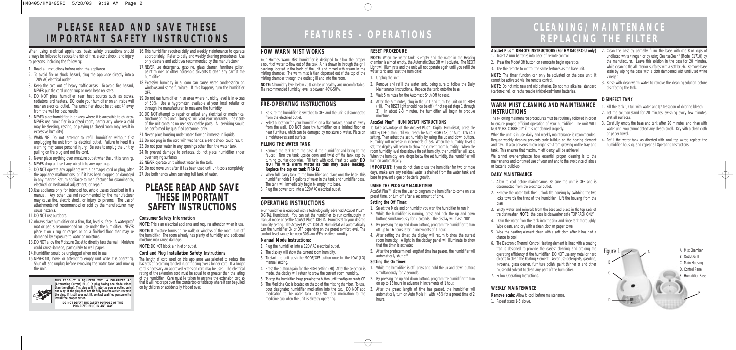# PLEASE READ AND SAVE THESE IMPORTANT SAFETY INSTRUCTIONS

When using electrical appliances, basic safety precautions should always be followed to reduce the risk of fire, electric shock, and injury to persons, including the following:

1. Read all instructions before using the appliance.
2. To avoid fire or shock hazard, plug the appliance directly into a 120V AC electrical outlet.
3. Keep the cord out of heavy traffic areas. To avoid fire hazard, NEVER put the cord under rugs or near heat registers.
4. DO NOT place humidifier near heat sources such as stoves, radiators, and heaters. DO locate your humidifier on an inside wall near an electrical outlet. The humidifier should be at least 4" away from the wall for best results.
5. NEVER place humidifier in an area where it is accessible to children. NEVER use humidifier in a closed room, particularly where a child may be sleeping, resting, or playing (a closed room may result in excessive humidity).
6. WARNING: Do not attempt to refill humidifier without first unplugging the unit from its electrical outlet. Failure to heed this warning may cause personal injury. Be sure to unplug the unit by pulling on the plug and not the cord.
7. Never place anything over moisture outlet when the unit is running.
8. NEVER drop or insert any object into any openings.
9. DO NOT operate any appliance with a damaged cord or plug, after the appliance malfunctions, or if it has been dropped or damaged in any manner. Return appliance to manufacturer for examination, electrical or mechanical adjustment, or repair.
10. Use appliance only for intended household use as described in this manual. Any other use not recommended by the manufacturer may cause fire, electric shock, or injury to persons. The use of attachments not recommended or sold by the manufacturer may cause hazards.
11. DO NOT use outdoors.
12. Always place humidifier on a firm, flat, level surface. A waterproof mat or pad is recommended for use under the humidifier. NEVER place it on a rug or carpet, or on a finished floor that may be damaged by exposure to water or moisture.
13. DO NOT allow the Moisture Outlet to directly face the wall. Moisture could cause damage, particularly to wall paper.
14. Humidifier should be unplugged when not in use.
15. NEVER tilt, move, or attempt to empty unit while it is operating. Shut off and unplug before removing the water tank and moving the unit.
16. This humidifier requires daily and weekly maintenance to operate appropriately. Refer to daily and weekly cleaning procedures. Use only cleaners and additives recommended by the manufacturer.
17. NEVER use detergents, gasoline, glass cleaner, furniture polish, paint thinner, or other household solvents to clean any part of the humidifier.
18. Excessive humidity in a room can cause water condensation on windows and some furniture. If this happens, turn the humidifier OFF.
19. Do not use humidifier in an area where humidity level is in excess of 50%. Use a hygrometer, available at your local retailer or through the manufacturer, to measure the humidity.
20. DO NOT attempt to repair or adjust any electrical or mechanical functions on this unit. Doing so will void your warranty. The inside of the unit contains no user serviceable parts. All servicing should be performed by qualified personnel only.
21. Never place housing under water flow or immerse in liquids.
22. Do not plug in the cord with wet hands: electric shock could result.
23. Do not pour water in any openings other than the water tank.
24. To prevent damage to surfaces, do not place humidifier under overhanging surfaces.
25. NEVER operate unit without water in the tank.
26. Do not move unit after it has been used until unit cools completely.
27. Use both hands when carrying full tank of water.

**THIS PRODUCT IS EQUIPPED WITH A POLARIZED AC (Alternating Current) PLUG (a plug having one blade wider than the other). This plug will fit into the power outlet only one way. If the plug does not fit fully into the outlet, reverse the plug. If it still does not fit, contact qualified personnel to install the proper outlet.**

**DO NOT DEFEAT THE SAFETY PURPOSE OF THIS POLARIZED PLUG IN ANY WAY**

# PLEASE READ AND SAVE THESE IMPORTANT SAFETY INSTRUCTIONS

### Consumer Safety Information

**NOTE:** This is an electrical appliance and requires attention when in use.

**NOTE:** If moisture forms on the walls or windows of the room, turn off the humidifier. The room already has plenty of humidity and additional moisture may cause damage.

**NOTE:** DO NOT block air inlet or outlet.

### Cord and Plug Installation Safety Instructions

The length of cord used on this appliance was selected to reduce the hazards of becoming tangled in, or tripping over a longer cord. If a longer cord is necessary an approved extension cord may be used. The electrical rating of the extension cord must be equal to or greater than the rating of the humidifier. Care must be taken to arrange the extension cord so that it will not drape over the countertop or tabletop where it can be pulled on by children or accidentally tripped over.

# FEATURES - OPERATIONS

## HOW WARM MIST WORKS

Your Holmes Warm Mist humidifier is designed to allow the proper amount of water to flow out of the tank. Air is drawn in through the grill openings located in the back of the unit and mixed with steam in the misting chamber. The warm mist is then dispersed out of the top of the misting chamber through the outlet grill and into the room.

**NOTE:** A humidity level below 20% can be unhealthy and uncomfortable. The recommended humidity level is between 40%-50%.

## PRE-OPERATING INSTRUCTIONS

1. Be sure the humidifier is switched to OFF and the unit is disconnected from the electrical outlet.
2. Select a location for your humidifier, on a flat surface, about 4" away from the wall. DO NOT place the humidifier on a finished floor or near furniture, which can be damaged by moisture or water. Place on a moisture-resistant surface.

### FILLING THE WATER TANK

1. Remove the tank from the base of the humidifier and bring to the faucet. Turn the tank upside down and twist off the tank cap by turning counter clockwise. Fill tank with cool, fresh tap water. **DO NOT fill with warm water as this may cause leaking. Replace the cap on tank FIRMLY.**
2. When full, carry tank to the humidifier and place onto the base. This humidifier holds 1.7 gallons of water in the tank and humidifier base. The tank will immediately begin to empty into base.
3. Plug the power cord into a 120V AC electrical outlet.

## OPERATING INSTRUCTIONS

Your humidifier is equipped with a technologically advanced AccuSet Plus™ DIGITAL Humidistat. You can set the humidifier to run continuously in manual mode or set the AccuSet Plus™ DIGITAL Humidistat to your desired humidity setting. The AccuSet Plus™ DIGITAL Humidistat will automatically turn the humidifier ON or OFF, depending on the preset comfort level. The comfort level ranges between 30% and 65% relative humidity.

### Manual Mode Instructions:

1. Plug the humidifier into a 120V AC electrical outlet.
2. The display will show the current room humidity.
3. To start the unit, push the MODE/OFF button once for the LOW (LO) manual setting.
4. Press the button again for the HIGH setting (HI). After the selection is made, the display will return to show the current room humidity.
5. To stop the humidifier, keep pressing the button until the display reads OF.
6. The Medicine Cup is located on the top of the misting chamber. To use, pour designated humidifier medication into the cup. DO NOT add medication to the water tank. DO NOT add medication to the medicine cup when the unit is already operating.

### RESET PROCEDURE

**NOTE:** When the water tank is empty and the water in the Heating chamber is almost empty, the Automatic Shut Off will activate. The RESET Light will illuminate and the unit will not operate again until you refill the water tank and reset the humidifier.

1. Unplug the unit
2. Remove and refill the water tank, being sure to follow the Daily Maintenance Instructions. Replace the tank onto the base.
3. Wait 5 minutes for the Automatic Shut-Off to reset.
4. After the 5 minutes, plug in the unit and turn the unit on to HIGH (HI). The RESET light should now be off (if not repeat steps 1 through 3). In about 2-3 minutes, the humidifier will begin to produce moisture.

### AccuSet Plus™ HUMIDISTAT INSTRUCTIONS

To take advantage of the AccuSet Plus™ Digital Humidistat, press the MODE/OFF button until you reach the Auto HIGH (AH) or Auto LOW (AL) setting. Then adjust the set humidity by using the up and down buttons. Humidity will increase in increments of 5%. When the humidity level is set, the display will return to show the current room humidity. When the room humidity level rises above the set humidity, the humidifier will stop. When the humidity level drops below the set humidity, the humidifier will turn on automatically.

**IMPORTANT:** If you do not plan to use the humidifier for two or more days, make sure any residual water is drained from the water tank and base to prevent algae or bacteria growth.

### USING THE PROGRAMMABLE TIMER

AccuSet Plus™ allows the user to program the humidifier to come on at a preset time, or turn off after a set amount of time.

#### Setting the Off Timer:

1. Select the Mode and or humidity you wish the humidifier to run in.
2. While the humidifier is running, press and hold the up and down buttons simultaneously for 2 seconds. The display will flash "00".
3. By pressing the up and down buttons, program the humidifier to turn off up to 16 hours later in increments of 1 hour.
4. After setting the timer, the display will return to show the current room humidity. A light in the display panel will illuminate to show that the timer is activated.
5. After the predetermined length of time has passed, the humidifier will automatically shut off.

#### Setting the On Timer:

1. While the humidifier is off, press and hold the up and down buttons simultaneously for 2 seconds.
2. By pressing the up and down buttons, program the humidifier to turn on up to 16 hours in advance in increments of 1 hour.
3. After the preset length of time has passed, the humidifier will automatically turn on Auto Mode HI with 45% for a preset time of 2 hours.

# CLEANING/MAINTENANCE REPLACING THE FILTER

### AccuSet Plus™ REMOTE INSTRUCTIONS (For HM8405RC-U only)

1. Insert 2 AAA batteries into back of remote control.
2. Press the Mode/Off button on remote to begin operation.
3. Use the remote to control the same features as the base unit.

**NOTE:** The timer function can only be activated on the base unit. It cannot be activated via the remote control.

**NOTE:** Do not mix new and old batteries. Do not mix alkaline, standard (carbon-zine), or rechargeable (nickel-cadmium) batteries.

## WARM MIST CLEANING AND MAINTENANCE INSTRUCTIONS

The following maintenance procedures must be routinely followed in order to ensure proper, efficient operation of your humidifier. The unit WILL NOT WORK CORRECTLY if it is not cleaned properly.

When the unit is in use, daily and weekly maintenance is recommended. Regular weekly cleaning prevents scale buildup on the heating element and tray. It also prevents micro-organisms from growing on the tray and tank. This ensures that maximum efficiency will be achieved.

We cannot over-emphasize how essential proper cleaning is to the maintenance and continued use of your unit and to the avoidance of algae or bacteria build-up.

### DAILY MAINTENANCE

1. Allow to cool before maintenance. Be sure the unit is OFF and is disconnected from the electrical outlet.
2. Remove the water tank then unlock the housing by switching the two locks towards the front of the humidifier. Lift the housing from the base.
3. Empty water and minerals from the base and place in the top rack of the dishwasher. **NOTE:** the base is dishwasher safe TOP RACK ONLY.
4. Drain the water from the tank into the sink and rinse tank thoroughly. Wipe clean, and dry with a clean cloth or paper towel
5. Wipe the heating element clean with a soft cloth after it has had a chance to cool.
6. The Electronic Thermal Control Heating element is lined with a coating that is designed to provide the easiest cleaning and prolong the operating efficiency of the humidifier. DO NOT use any metal or hard objects to clean the Heating Element. Never use detergents, gasoline, kerosene, glass cleaner, furniture polish, paint thinner or and other household solvent to clean any part of the humidifier.
7. Follow Operating Instructions.

### WEEKLY MAINTENANCE

**Remove scale:** Allow to cool before maintenance.

1. Repeat steps 1-6 above.
2. Clean the base by partially filling the base with one 8-oz cups of undiluted white vinegar, or by using CleanseClean® (Model S1710) by the manufacturer. Leave this solution in the base for 20 minutes, while cleaning the all interior surfaces with a soft brush. Remove base scale by wiping the base with a cloth dampened with undiluted white vinegar.
3. Rinse with clean warm water to remove the cleaning solution before disinfecting the tank.

### DISINFECT TANK

1. Fill the tank 1/2 full with water and 1/2 teaspoon of chlorine bleach.
2. Let the solution stand for 20 minutes, swishing every few minutes. Wet all surfaces.
3. Carefully empty the base and tank after 20 minutes, and rinse with water until you cannot detect any bleach smell. Dry with a clean cloth or paper towel.
4. Refill the water tank as directed with cool tap water, replace the humidifier housing, and repeat all Operating Instructions.

Figure 1

A. Mist Chamber
B. Outlet Grill
C. Main Housing
D. Control Panel
E. Humidifier Base